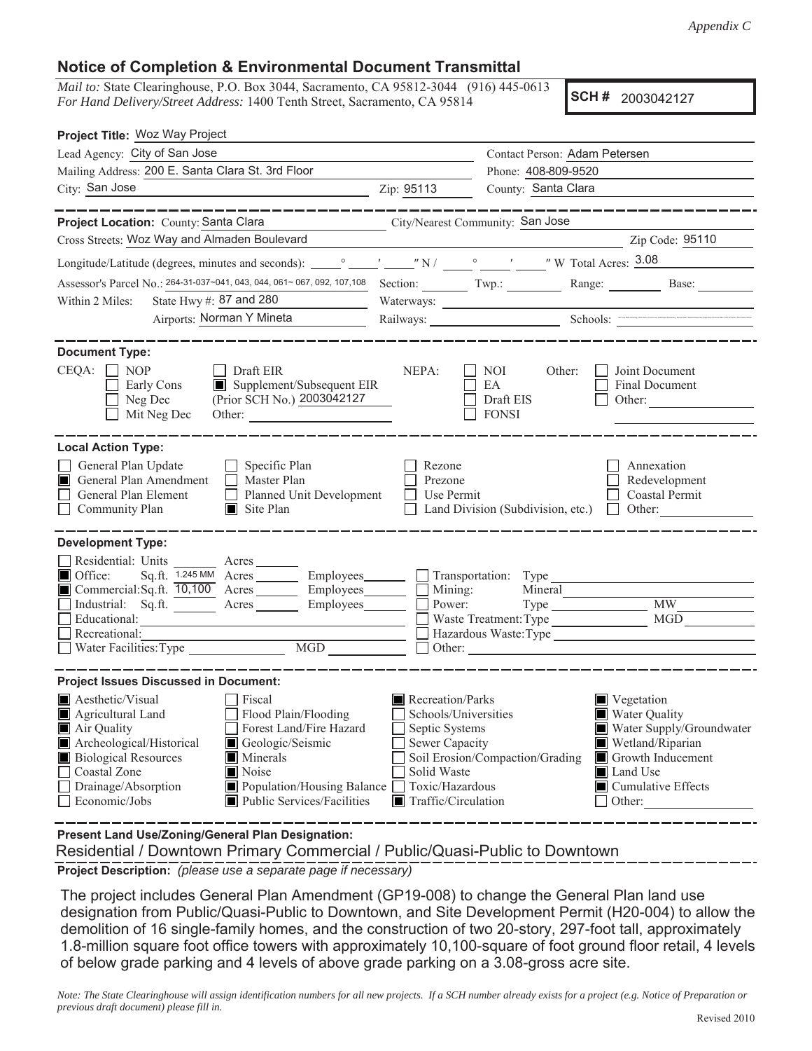*Appendix C*

## Notice of Completion & Environmental Document Transmittal

*Mail to:* State Clearinghouse, P.O. Box 3044, Sacramento, CA 95812-3044 (916) 445-0613
*For Hand Delivery/Street Address:* 1400 Tenth Street, Sacramento, CA 95814

**SCH #** 2003042127

**Project Title:** Woz Way Project

Lead Agency: City of San Jose — Contact Person: Adam Petersen

Mailing Address: 200 E. Santa Clara St. 3rd Floor — Phone: 408-809-9520

City: San Jose — Zip: 95113 — County: Santa Clara

---

**Project Location:** County: Santa Clara — City/Nearest Community: San Jose

Cross Streets: Woz Way and Almaden Boulevard — Zip Code: 95110

Longitude/Latitude (degrees, minutes and seconds): ____° ____′ ____″ N / ____° ____′ ____″ W Total Acres: 3.08

Assessor's Parcel No.: 264-31-037~041, 043, 044, 061~ 067, 092, 107,108 Section: ____ Twp.: ____ Range: ____ Base: ____

Within 2 Miles: State Hwy #: 87 and 280 — Waterways: ____

Airports: Norman Y Mineta — Railways: ____ — Schools: ____

---

**Document Type:**

CEQA:
- ☐ NOP
- ☐ Early Cons
- ☐ Neg Dec
- ☐ Mit Neg Dec
- ☐ Draft EIR
- ■ Supplement/Subsequent EIR (Prior SCH No.) 2003042127
- Other: ____

NEPA:
- ☐ NOI
- ☐ EA
- ☐ Draft EIS
- ☐ FONSI

Other:
- ☐ Joint Document
- ☐ Final Document
- ☐ Other: ____

---

**Local Action Type:**

- ☐ General Plan Update
- ■ General Plan Amendment
- ☐ General Plan Element
- ☐ Community Plan
- ☐ Specific Plan
- ☐ Master Plan
- ☐ Planned Unit Development
- ■ Site Plan
- ☐ Rezone
- ☐ Prezone
- ☐ Use Permit
- ☐ Land Division (Subdivision, etc.)
- ☐ Annexation
- ☐ Redevelopment
- ☐ Coastal Permit
- ☐ Other: ____

---

**Development Type:**

- ☐ Residential: Units ____ Acres ____
- ■ Office: Sq.ft. 1.245 MM Acres ____ Employees ____
- ■ Commercial: Sq.ft. 10,100 Acres ____ Employees ____
- ☐ Industrial: Sq.ft. ____ Acres ____ Employees ____
- ☐ Educational: ____
- ☐ Recreational: ____
- ☐ Water Facilities: Type ____ MGD ____
- ☐ Transportation: Type ____
- ☐ Mining: Mineral ____
- ☐ Power: Type ____ MW ____
- ☐ Waste Treatment: Type ____ MGD ____
- ☐ Hazardous Waste: Type ____
- ☐ Other: ____

---

**Project Issues Discussed in Document:**

- ■ Aesthetic/Visual
- ■ Agricultural Land
- ■ Air Quality
- ■ Archeological/Historical
- ■ Biological Resources
- ☐ Coastal Zone
- ☐ Drainage/Absorption
- ☐ Economic/Jobs
- ☐ Fiscal
- ☐ Flood Plain/Flooding
- ☐ Forest Land/Fire Hazard
- ■ Geologic/Seismic
- ■ Minerals
- ■ Noise
- ■ Population/Housing Balance
- ■ Public Services/Facilities
- ■ Recreation/Parks
- ☐ Schools/Universities
- ☐ Septic Systems
- ☐ Sewer Capacity
- ☐ Soil Erosion/Compaction/Grading
- ☐ Solid Waste
- ☐ Toxic/Hazardous
- ■ Traffic/Circulation
- ■ Vegetation
- ■ Water Quality
- ■ Water Supply/Groundwater
- ■ Wetland/Riparian
- ■ Growth Inducement
- ■ Land Use
- ■ Cumulative Effects
- ☐ Other: ____

---

**Present Land Use/Zoning/General Plan Designation:**

Residential / Downtown Primary Commercial / Public/Quasi-Public to Downtown

**Project Description:** *(please use a separate page if necessary)*

The project includes General Plan Amendment (GP19-008) to change the General Plan land use designation from Public/Quasi-Public to Downtown, and Site Development Permit (H20-004) to allow the demolition of 16 single-family homes, and the construction of two 20-story, 297-foot tall, approximately 1.8-million square foot office towers with approximately 10,100-square of foot ground floor retail, 4 levels of below grade parking and 4 levels of above grade parking on a 3.08-gross acre site.

*Note: The State Clearinghouse will assign identification numbers for all new projects. If a SCH number already exists for a project (e.g. Notice of Preparation or previous draft document) please fill in.*

Revised 2010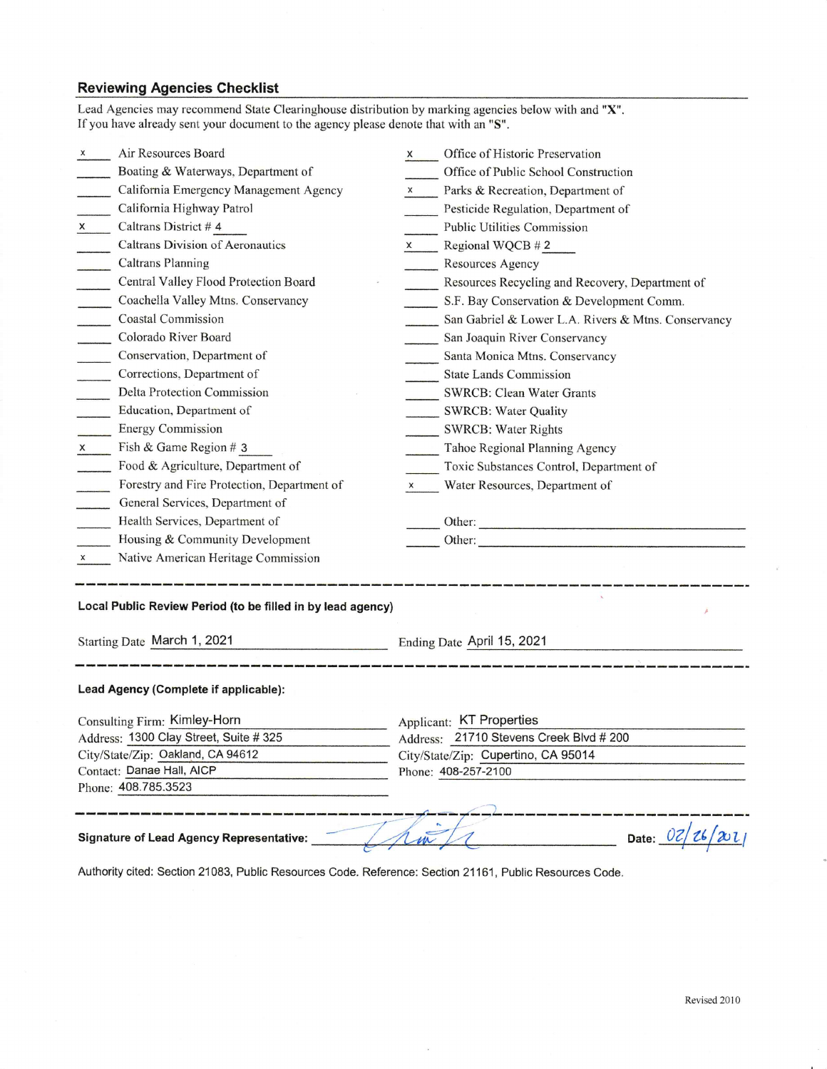## Reviewing Agencies Checklist

Lead Agencies may recommend State Clearinghouse distribution by marking agencies below with and "X".
If you have already sent your document to the agency please denote that with an "S".

- x Air Resources Board
- ___ Boating & Waterways, Department of
- ___ California Emergency Management Agency
- ___ California Highway Patrol
- x Caltrans District # 4
- ___ Caltrans Division of Aeronautics
- ___ Caltrans Planning
- ___ Central Valley Flood Protection Board
- ___ Coachella Valley Mtns. Conservancy
- ___ Coastal Commission
- ___ Colorado River Board
- ___ Conservation, Department of
- ___ Corrections, Department of
- ___ Delta Protection Commission
- ___ Education, Department of
- ___ Energy Commission
- x Fish & Game Region # 3
- ___ Food & Agriculture, Department of
- ___ Forestry and Fire Protection, Department of
- ___ General Services, Department of
- ___ Health Services, Department of
- ___ Housing & Community Development
- x Native American Heritage Commission
- x Office of Historic Preservation
- ___ Office of Public School Construction
- x Parks & Recreation, Department of
- ___ Pesticide Regulation, Department of
- ___ Public Utilities Commission
- x Regional WQCB # 2
- ___ Resources Agency
- ___ Resources Recycling and Recovery, Department of
- ___ S.F. Bay Conservation & Development Comm.
- ___ San Gabriel & Lower L.A. Rivers & Mtns. Conservancy
- ___ San Joaquin River Conservancy
- ___ Santa Monica Mtns. Conservancy
- ___ State Lands Commission
- ___ SWRCB: Clean Water Grants
- ___ SWRCB: Water Quality
- ___ SWRCB: Water Rights
- ___ Tahoe Regional Planning Agency
- ___ Toxic Substances Control, Department of
- x Water Resources, Department of
- ___ Other: ___
- ___ Other: ___

---

**Local Public Review Period (to be filled in by lead agency)**

Starting Date March 1, 2021 Ending Date April 15, 2021

---

**Lead Agency (Complete if applicable):**

Consulting Firm: Kimley-Horn
Address: 1300 Clay Street, Suite # 325
City/State/Zip: Oakland, CA 94612
Contact: Danae Hall, AICP
Phone: 408.785.3523

Applicant: KT Properties
Address: 21710 Stevens Creek Blvd # 200
City/State/Zip: Cupertino, CA 95014
Phone: 408-257-2100

---

**Signature of Lead Agency Representative:** [signature] **Date:** 02/26/2021

Authority cited: Section 21083, Public Resources Code. Reference: Section 21161, Public Resources Code.

Revised 2010